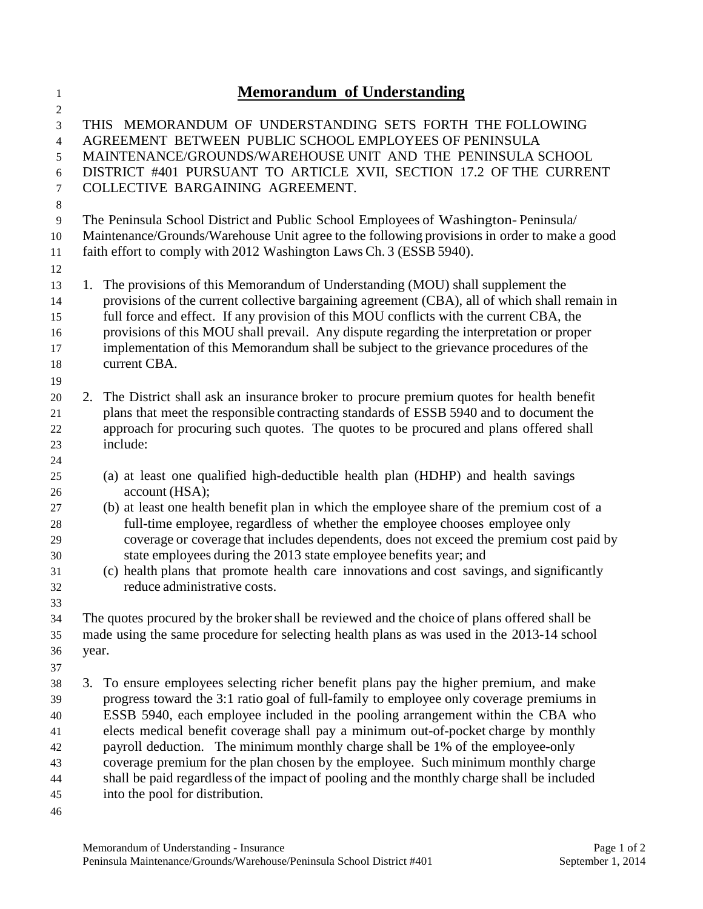# Memorandum of Understanding

THIS MEMORANDUM OF UNDERSTANDING SETS FORTH THE FOLLOWING AGREEMENT BETWEEN PUBLIC SCHOOL EMPLOYEES OF PENINSULA MAINTENANCE/GROUNDS/WAREHOUSE UNIT AND THE PENINSULA SCHOOL DISTRICT #401 PURSUANT TO ARTICLE XVII, SECTION 17.2 OF THE CURRENT COLLECTIVE BARGAINING AGREEMENT.

The Peninsula School District and Public School Employees of Washington- Peninsula/ Maintenance/Grounds/Warehouse Unit agree to the following provisions in order to make a good faith effort to comply with 2012 Washington Laws Ch. 3 (ESSB 5940).

1. The provisions of this Memorandum of Understanding (MOU) shall supplement the provisions of the current collective bargaining agreement (CBA), all of which shall remain in full force and effect. If any provision of this MOU conflicts with the current CBA, the provisions of this MOU shall prevail. Any dispute regarding the interpretation or proper implementation of this Memorandum shall be subject to the grievance procedures of the current CBA.

2. The District shall ask an insurance broker to procure premium quotes for health benefit plans that meet the responsible contracting standards of ESSB 5940 and to document the approach for procuring such quotes. The quotes to be procured and plans offered shall include:

   (a) at least one qualified high-deductible health plan (HDHP) and health savings account (HSA);
   (b) at least one health benefit plan in which the employee share of the premium cost of a full-time employee, regardless of whether the employee chooses employee only coverage or coverage that includes dependents, does not exceed the premium cost paid by state employees during the 2013 state employee benefits year; and
   (c) health plans that promote health care innovations and cost savings, and significantly reduce administrative costs.

The quotes procured by the broker shall be reviewed and the choice of plans offered shall be made using the same procedure for selecting health plans as was used in the 2013-14 school year.

3. To ensure employees selecting richer benefit plans pay the higher premium, and make progress toward the 3:1 ratio goal of full-family to employee only coverage premiums in ESSB 5940, each employee included in the pooling arrangement within the CBA who elects medical benefit coverage shall pay a minimum out-of-pocket charge by monthly payroll deduction. The minimum monthly charge shall be 1% of the employee-only coverage premium for the plan chosen by the employee. Such minimum monthly charge shall be paid regardless of the impact of pooling and the monthly charge shall be included into the pool for distribution.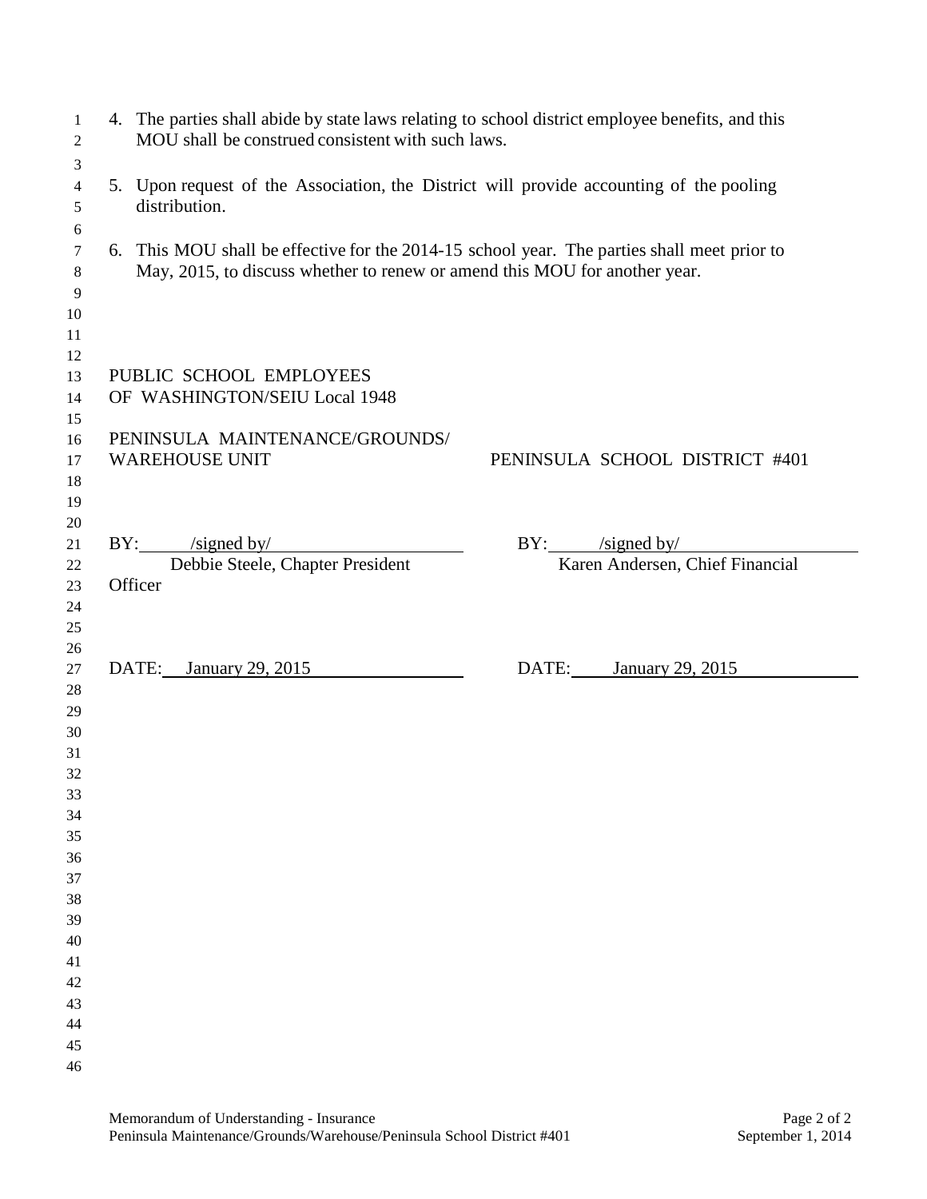4. The parties shall abide by state laws relating to school district employee benefits, and this MOU shall be construed consistent with such laws.

5. Upon request of the Association, the District will provide accounting of the pooling distribution.

6. This MOU shall be effective for the 2014-15 school year. The parties shall meet prior to May, 2015, to discuss whether to renew or amend this MOU for another year.

PUBLIC SCHOOL EMPLOYEES
OF WASHINGTON/SEIU Local 1948

PENINSULA MAINTENANCE/GROUNDS/
WAREHOUSE UNIT

BY: /signed by/
Debbie Steele, Chapter President

DATE: January 29, 2015

PENINSULA SCHOOL DISTRICT #401

BY: /signed by/
Karen Andersen, Chief Financial Officer

DATE: January 29, 2015